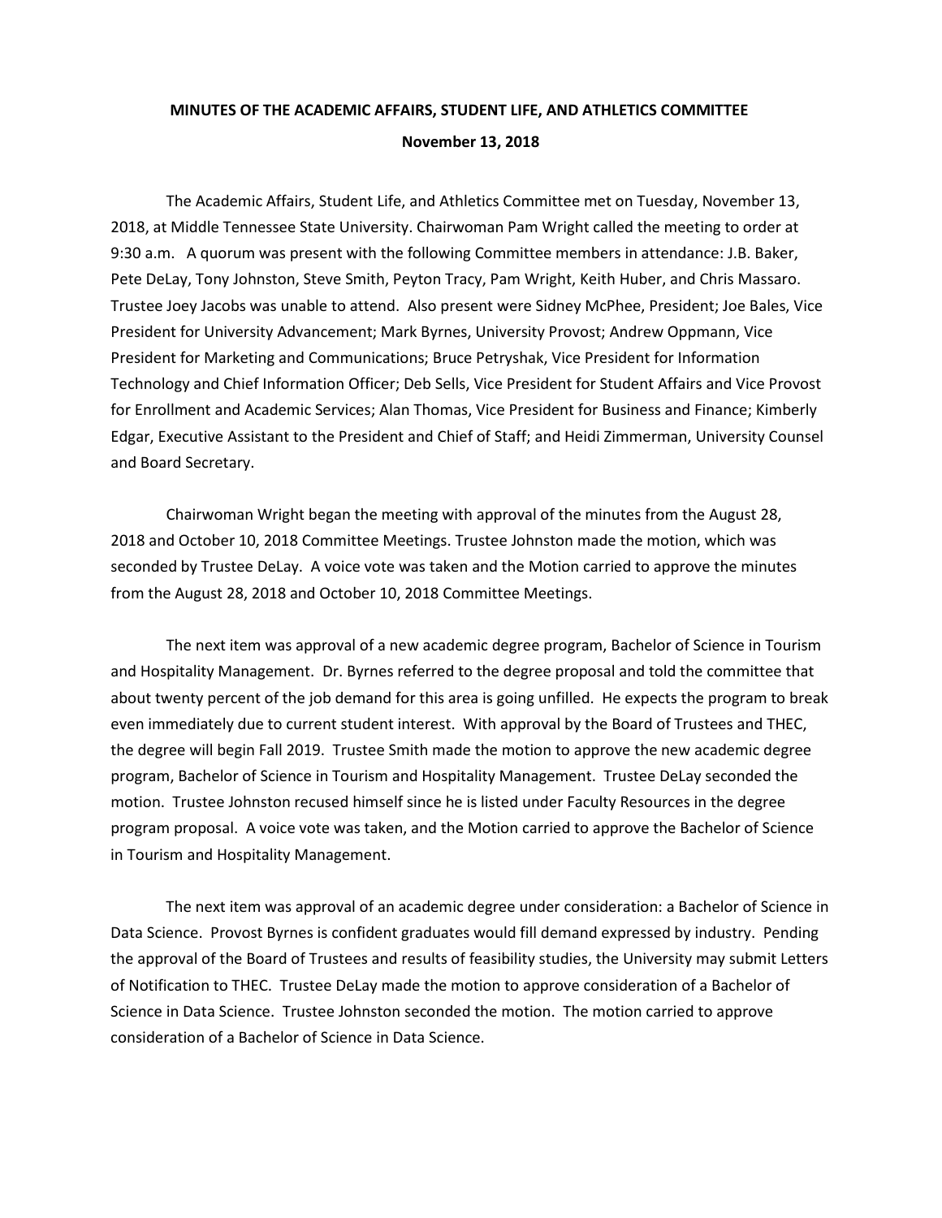**MINUTES OF THE ACADEMIC AFFAIRS, STUDENT LIFE, AND ATHLETICS COMMITTEE**

**November 13, 2018**

The Academic Affairs, Student Life, and Athletics Committee met on Tuesday, November 13, 2018, at Middle Tennessee State University. Chairwoman Pam Wright called the meeting to order at 9:30 a.m. A quorum was present with the following Committee members in attendance: J.B. Baker, Pete DeLay, Tony Johnston, Steve Smith, Peyton Tracy, Pam Wright, Keith Huber, and Chris Massaro. Trustee Joey Jacobs was unable to attend. Also present were Sidney McPhee, President; Joe Bales, Vice President for University Advancement; Mark Byrnes, University Provost; Andrew Oppmann, Vice President for Marketing and Communications; Bruce Petryshak, Vice President for Information Technology and Chief Information Officer; Deb Sells, Vice President for Student Affairs and Vice Provost for Enrollment and Academic Services; Alan Thomas, Vice President for Business and Finance; Kimberly Edgar, Executive Assistant to the President and Chief of Staff; and Heidi Zimmerman, University Counsel and Board Secretary.

Chairwoman Wright began the meeting with approval of the minutes from the August 28, 2018 and October 10, 2018 Committee Meetings. Trustee Johnston made the motion, which was seconded by Trustee DeLay. A voice vote was taken and the Motion carried to approve the minutes from the August 28, 2018 and October 10, 2018 Committee Meetings.

The next item was approval of a new academic degree program, Bachelor of Science in Tourism and Hospitality Management. Dr. Byrnes referred to the degree proposal and told the committee that about twenty percent of the job demand for this area is going unfilled. He expects the program to break even immediately due to current student interest. With approval by the Board of Trustees and THEC, the degree will begin Fall 2019. Trustee Smith made the motion to approve the new academic degree program, Bachelor of Science in Tourism and Hospitality Management. Trustee DeLay seconded the motion. Trustee Johnston recused himself since he is listed under Faculty Resources in the degree program proposal. A voice vote was taken, and the Motion carried to approve the Bachelor of Science in Tourism and Hospitality Management.

The next item was approval of an academic degree under consideration: a Bachelor of Science in Data Science. Provost Byrnes is confident graduates would fill demand expressed by industry. Pending the approval of the Board of Trustees and results of feasibility studies, the University may submit Letters of Notification to THEC. Trustee DeLay made the motion to approve consideration of a Bachelor of Science in Data Science. Trustee Johnston seconded the motion. The motion carried to approve consideration of a Bachelor of Science in Data Science.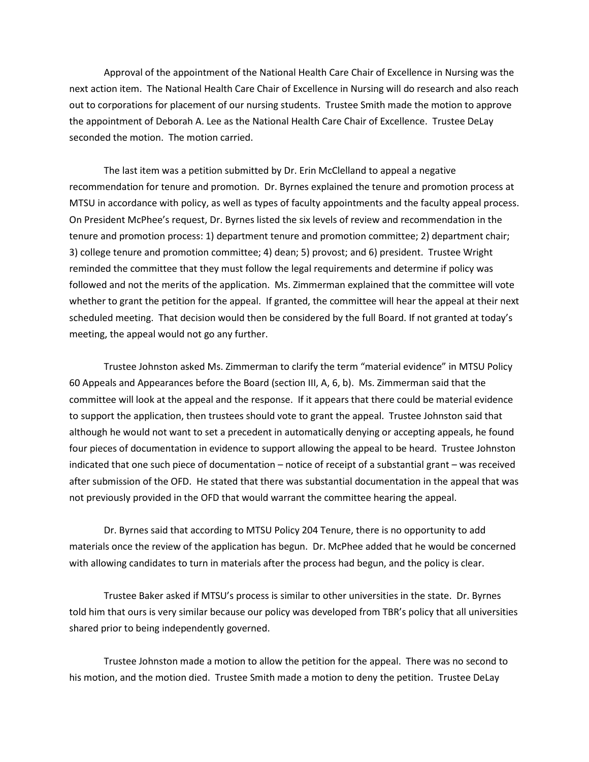Approval of the appointment of the National Health Care Chair of Excellence in Nursing was the next action item. The National Health Care Chair of Excellence in Nursing will do research and also reach out to corporations for placement of our nursing students. Trustee Smith made the motion to approve the appointment of Deborah A. Lee as the National Health Care Chair of Excellence. Trustee DeLay seconded the motion. The motion carried.

The last item was a petition submitted by Dr. Erin McClelland to appeal a negative recommendation for tenure and promotion. Dr. Byrnes explained the tenure and promotion process at MTSU in accordance with policy, as well as types of faculty appointments and the faculty appeal process. On President McPhee's request, Dr. Byrnes listed the six levels of review and recommendation in the tenure and promotion process: 1) department tenure and promotion committee; 2) department chair; 3) college tenure and promotion committee; 4) dean; 5) provost; and 6) president. Trustee Wright reminded the committee that they must follow the legal requirements and determine if policy was followed and not the merits of the application. Ms. Zimmerman explained that the committee will vote whether to grant the petition for the appeal. If granted, the committee will hear the appeal at their next scheduled meeting. That decision would then be considered by the full Board. If not granted at today's meeting, the appeal would not go any further.

Trustee Johnston asked Ms. Zimmerman to clarify the term "material evidence" in MTSU Policy 60 Appeals and Appearances before the Board (section III, A, 6, b). Ms. Zimmerman said that the committee will look at the appeal and the response. If it appears that there could be material evidence to support the application, then trustees should vote to grant the appeal. Trustee Johnston said that although he would not want to set a precedent in automatically denying or accepting appeals, he found four pieces of documentation in evidence to support allowing the appeal to be heard. Trustee Johnston indicated that one such piece of documentation – notice of receipt of a substantial grant – was received after submission of the OFD. He stated that there was substantial documentation in the appeal that was not previously provided in the OFD that would warrant the committee hearing the appeal.

Dr. Byrnes said that according to MTSU Policy 204 Tenure, there is no opportunity to add materials once the review of the application has begun. Dr. McPhee added that he would be concerned with allowing candidates to turn in materials after the process had begun, and the policy is clear.

Trustee Baker asked if MTSU's process is similar to other universities in the state. Dr. Byrnes told him that ours is very similar because our policy was developed from TBR's policy that all universities shared prior to being independently governed.

Trustee Johnston made a motion to allow the petition for the appeal. There was no second to his motion, and the motion died. Trustee Smith made a motion to deny the petition. Trustee DeLay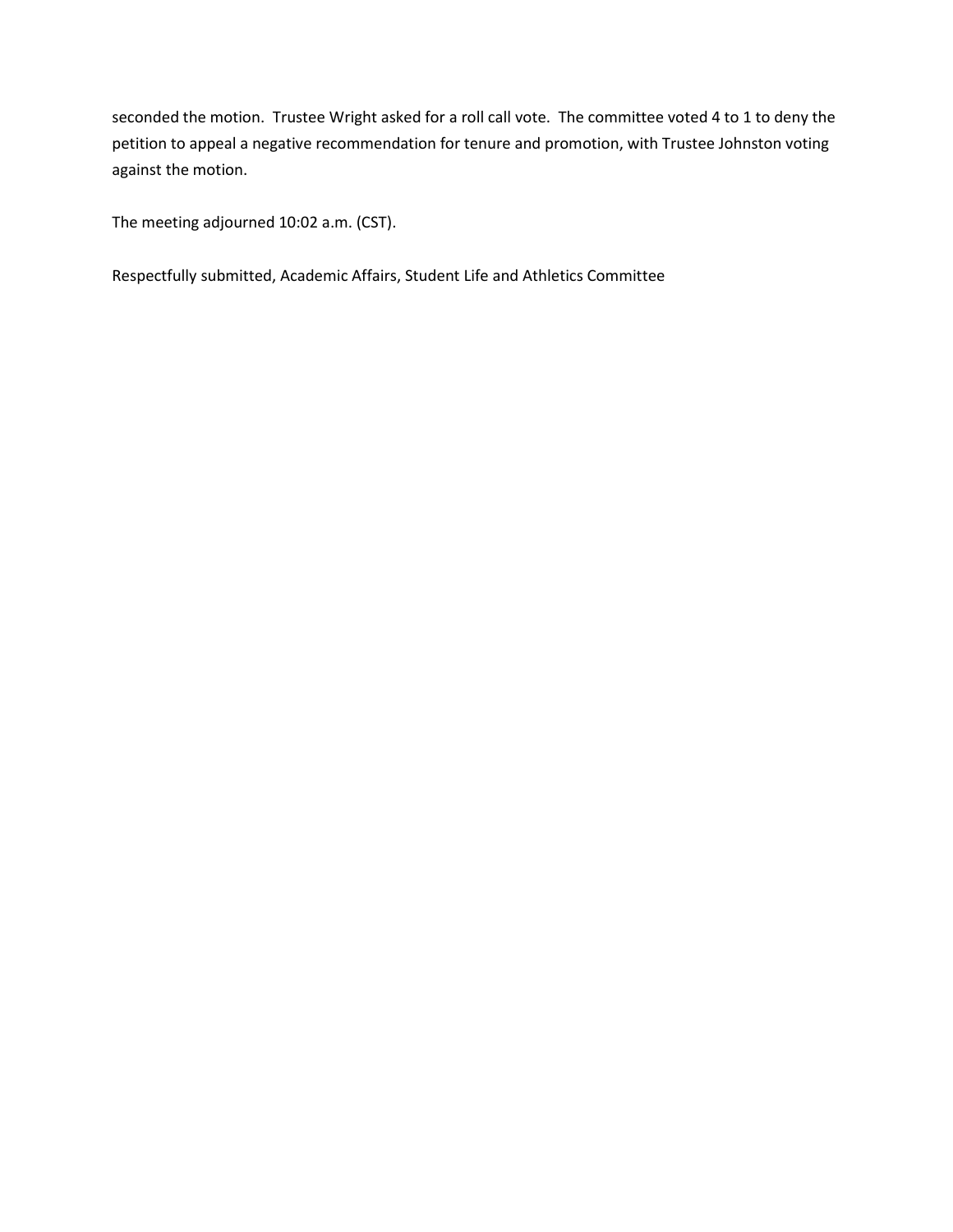seconded the motion. Trustee Wright asked for a roll call vote. The committee voted 4 to 1 to deny the petition to appeal a negative recommendation for tenure and promotion, with Trustee Johnston voting against the motion.

The meeting adjourned 10:02 a.m. (CST).

Respectfully submitted, Academic Affairs, Student Life and Athletics Committee